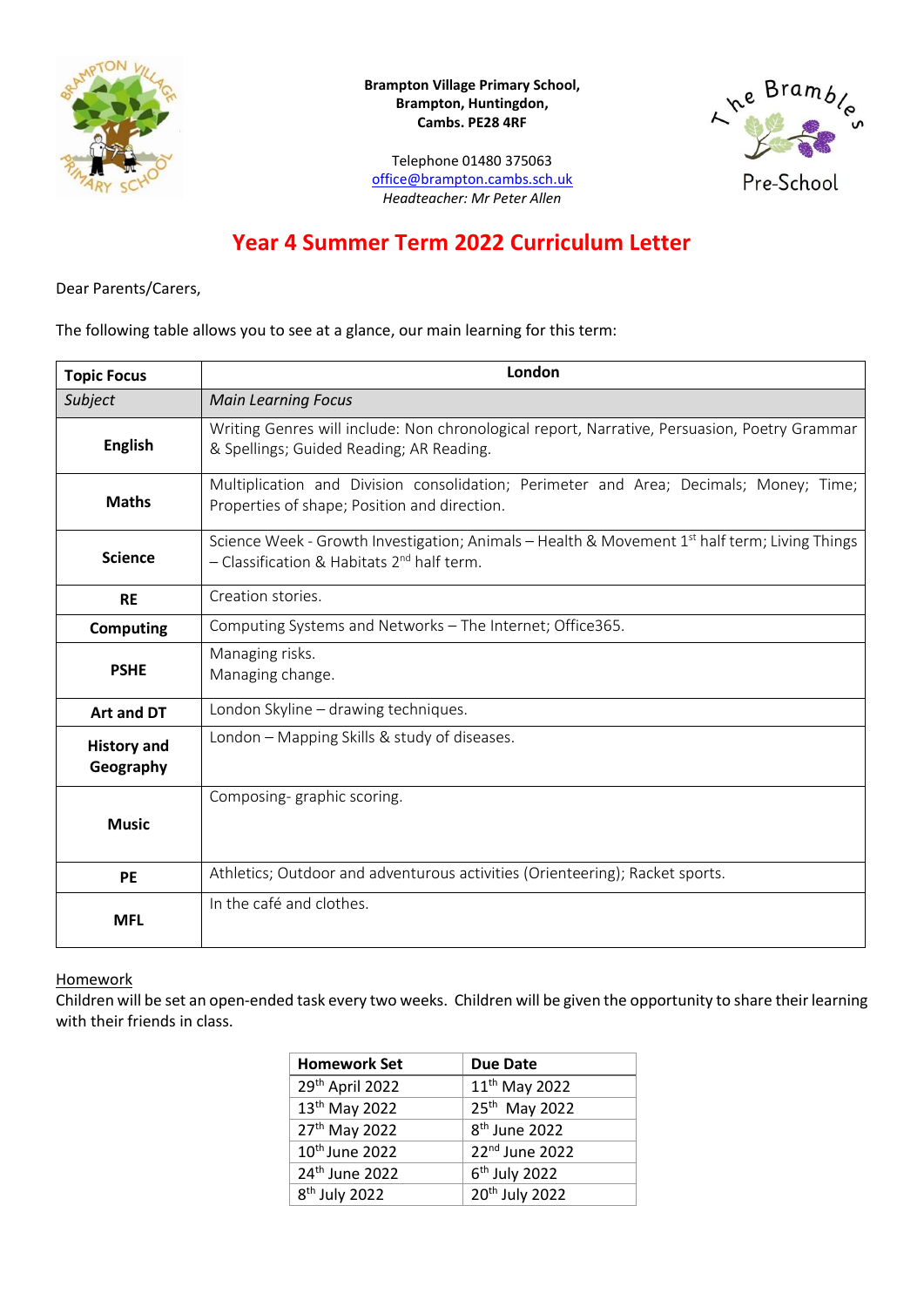**Brampton Village Primary School,**
**Brampton, Huntingdon,**
**Cambs. PE28 4RF**

Telephone 01480 375063
office@brampton.cambs.sch.uk
*Headteacher: Mr Peter Allen*

# Year 4 Summer Term 2022 Curriculum Letter

Dear Parents/Carers,

The following table allows you to see at a glance, our main learning for this term:

| **Topic Focus** | **London** |
|---|---|
| *Subject* | *Main Learning Focus* |
| **English** | Writing Genres will include: Non chronological report, Narrative, Persuasion, Poetry Grammar & Spellings; Guided Reading; AR Reading. |
| **Maths** | Multiplication and Division consolidation; Perimeter and Area; Decimals; Money; Time; Properties of shape; Position and direction. |
| **Science** | Science Week - Growth Investigation; Animals – Health & Movement 1st half term; Living Things – Classification & Habitats 2nd half term. |
| **RE** | Creation stories. |
| **Computing** | Computing Systems and Networks – The Internet; Office365. |
| **PSHE** | Managing risks.<br>Managing change. |
| **Art and DT** | London Skyline – drawing techniques. |
| **History and Geography** | London – Mapping Skills & study of diseases. |
| **Music** | Composing- graphic scoring. |
| **PE** | Athletics; Outdoor and adventurous activities (Orienteering); Racket sports. |
| **MFL** | In the café and clothes. |

Homework

Children will be set an open-ended task every two weeks. Children will be given the opportunity to share their learning with their friends in class.

| **Homework Set** | **Due Date** |
|---|---|
| 29th April 2022 | 11th May 2022 |
| 13th May 2022 | 25th May 2022 |
| 27th May 2022 | 8th June 2022 |
| 10th June 2022 | 22nd June 2022 |
| 24th June 2022 | 6th July 2022 |
| 8th July 2022 | 20th July 2022 |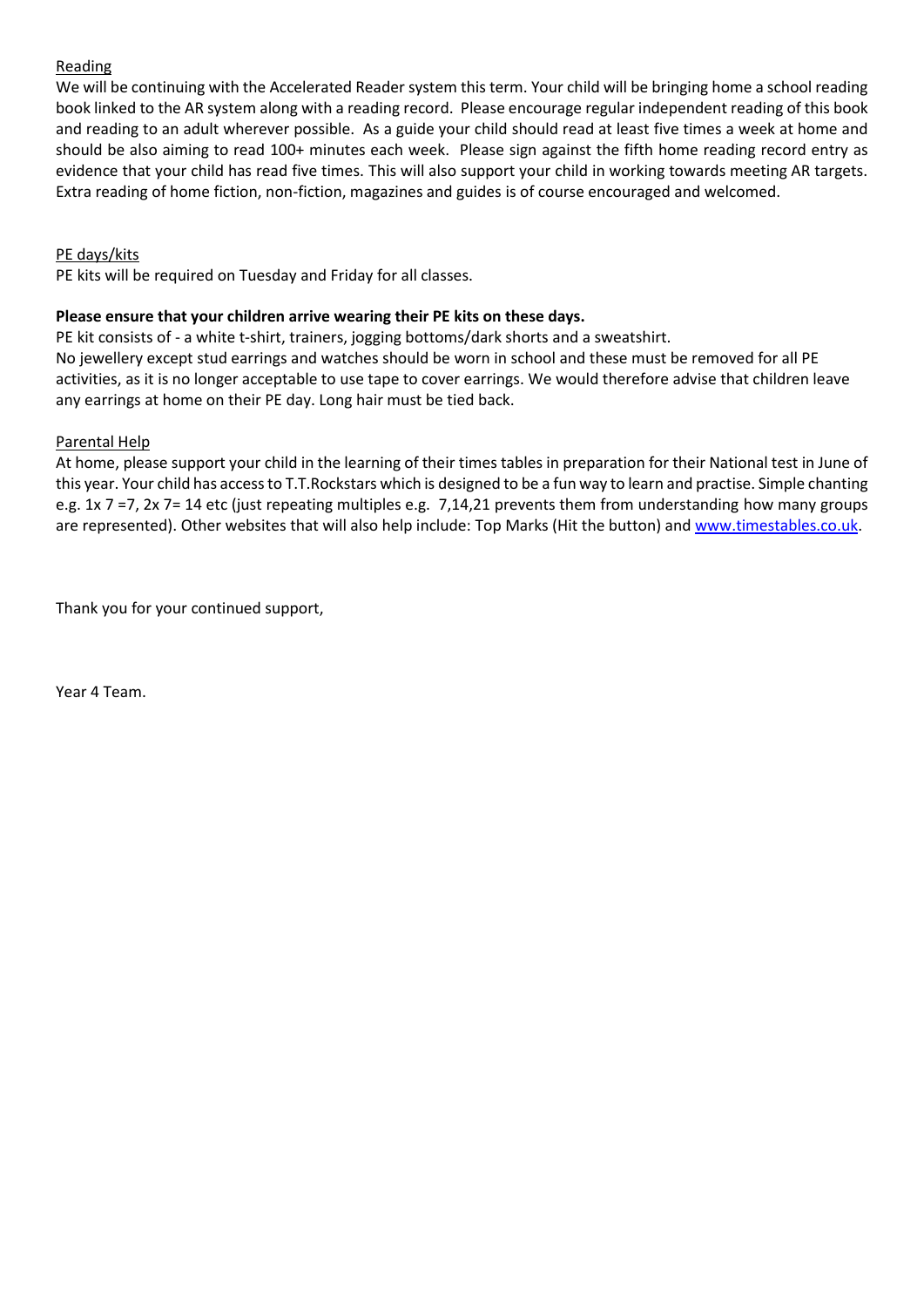<u>Reading</u>

We will be continuing with the Accelerated Reader system this term. Your child will be bringing home a school reading book linked to the AR system along with a reading record. Please encourage regular independent reading of this book and reading to an adult wherever possible. As a guide your child should read at least five times a week at home and should be also aiming to read 100+ minutes each week. Please sign against the fifth home reading record entry as evidence that your child has read five times. This will also support your child in working towards meeting AR targets. Extra reading of home fiction, non-fiction, magazines and guides is of course encouraged and welcomed.

<u>PE days/kits</u>

PE kits will be required on Tuesday and Friday for all classes.

**Please ensure that your children arrive wearing their PE kits on these days.**

PE kit consists of - a white t-shirt, trainers, jogging bottoms/dark shorts and a sweatshirt.

No jewellery except stud earrings and watches should be worn in school and these must be removed for all PE activities, as it is no longer acceptable to use tape to cover earrings. We would therefore advise that children leave any earrings at home on their PE day. Long hair must be tied back.

<u>Parental Help</u>

At home, please support your child in the learning of their times tables in preparation for their National test in June of this year. Your child has access to T.T.Rockstars which is designed to be a fun way to learn and practise. Simple chanting e.g. 1x 7 =7, 2x 7= 14 etc (just repeating multiples e.g. 7,14,21 prevents them from understanding how many groups are represented). Other websites that will also help include: Top Marks (Hit the button) and [www.timestables.co.uk](http://www.timestables.co.uk).

Thank you for your continued support,

Year 4 Team.